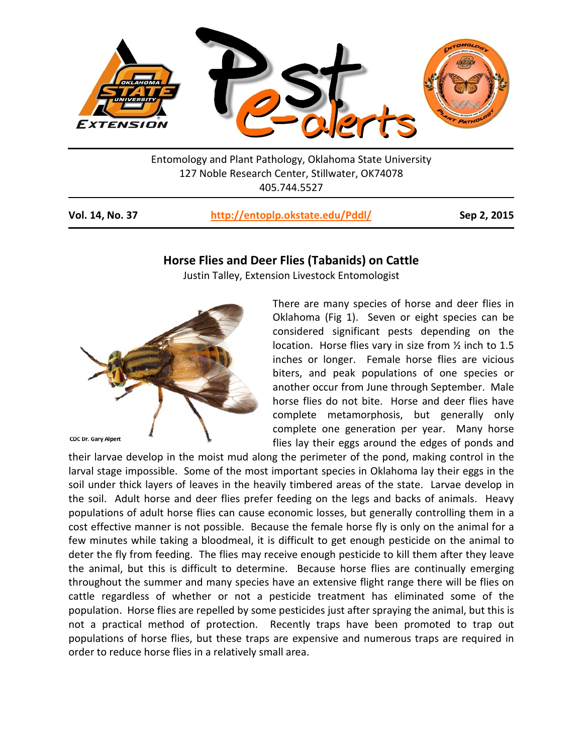Entomology and Plant Pathology, Oklahoma State University
127 Noble Research Center, Stillwater, OK74078
405.744.5527

**Vol. 14, No. 37** **http://entoplp.okstate.edu/Pddl/** **Sep 2, 2015**

## Horse Flies and Deer Flies (Tabanids) on Cattle

Justin Talley, Extension Livestock Entomologist

CDC Dr. Gary Alpert

There are many species of horse and deer flies in Oklahoma (Fig 1). Seven or eight species can be considered significant pests depending on the location. Horse flies vary in size from ½ inch to 1.5 inches or longer. Female horse flies are vicious biters, and peak populations of one species or another occur from June through September. Male horse flies do not bite. Horse and deer flies have complete metamorphosis, but generally only complete one generation per year. Many horse flies lay their eggs around the edges of ponds and their larvae develop in the moist mud along the perimeter of the pond, making control in the larval stage impossible. Some of the most important species in Oklahoma lay their eggs in the soil under thick layers of leaves in the heavily timbered areas of the state. Larvae develop in the soil. Adult horse and deer flies prefer feeding on the legs and backs of animals. Heavy populations of adult horse flies can cause economic losses, but generally controlling them in a cost effective manner is not possible. Because the female horse fly is only on the animal for a few minutes while taking a bloodmeal, it is difficult to get enough pesticide on the animal to deter the fly from feeding. The flies may receive enough pesticide to kill them after they leave the animal, but this is difficult to determine. Because horse flies are continually emerging throughout the summer and many species have an extensive flight range there will be flies on cattle regardless of whether or not a pesticide treatment has eliminated some of the population. Horse flies are repelled by some pesticides just after spraying the animal, but this is not a practical method of protection. Recently traps have been promoted to trap out populations of horse flies, but these traps are expensive and numerous traps are required in order to reduce horse flies in a relatively small area.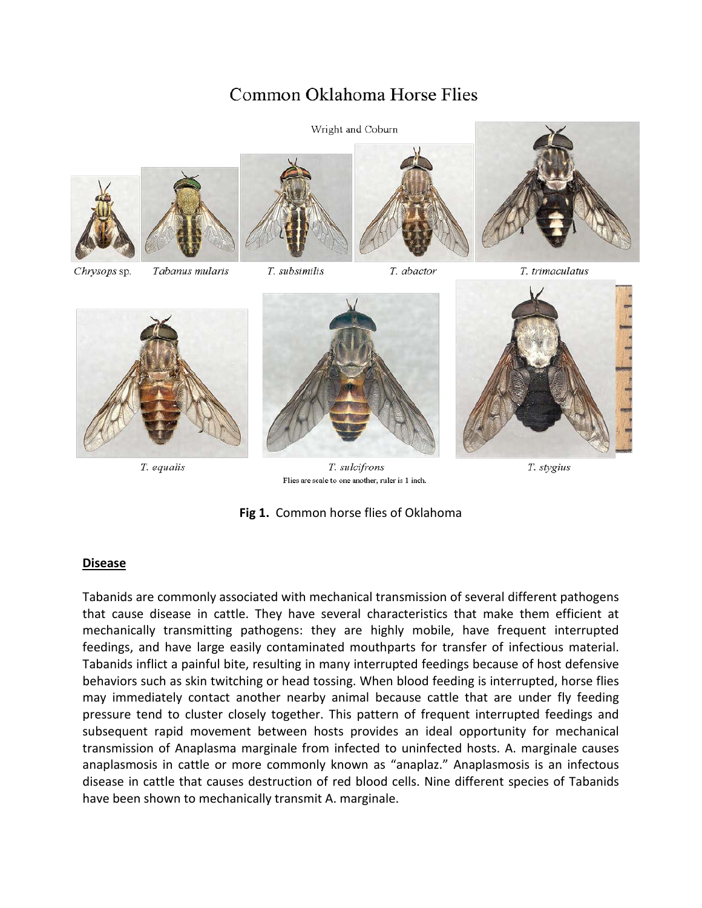# Common Oklahoma Horse Flies

Wright and Coburn

*Chrysops* sp. *Tabanus mularis* *T. subsimilis* *T. abactor* *T. trimaculatus*

*T. equalis* *T. sulcifrons* *T. stygius*

Flies are scale to one another, ruler is 1 inch.

**Fig 1.** Common horse flies of Oklahoma

**Disease**

Tabanids are commonly associated with mechanical transmission of several different pathogens that cause disease in cattle. They have several characteristics that make them efficient at mechanically transmitting pathogens: they are highly mobile, have frequent interrupted feedings, and have large easily contaminated mouthparts for transfer of infectious material. Tabanids inflict a painful bite, resulting in many interrupted feedings because of host defensive behaviors such as skin twitching or head tossing. When blood feeding is interrupted, horse flies may immediately contact another nearby animal because cattle that are under fly feeding pressure tend to cluster closely together. This pattern of frequent interrupted feedings and subsequent rapid movement between hosts provides an ideal opportunity for mechanical transmission of Anaplasma marginale from infected to uninfected hosts. A. marginale causes anaplasmosis in cattle or more commonly known as "anaplaz." Anaplasmosis is an infectous disease in cattle that causes destruction of red blood cells. Nine different species of Tabanids have been shown to mechanically transmit A. marginale.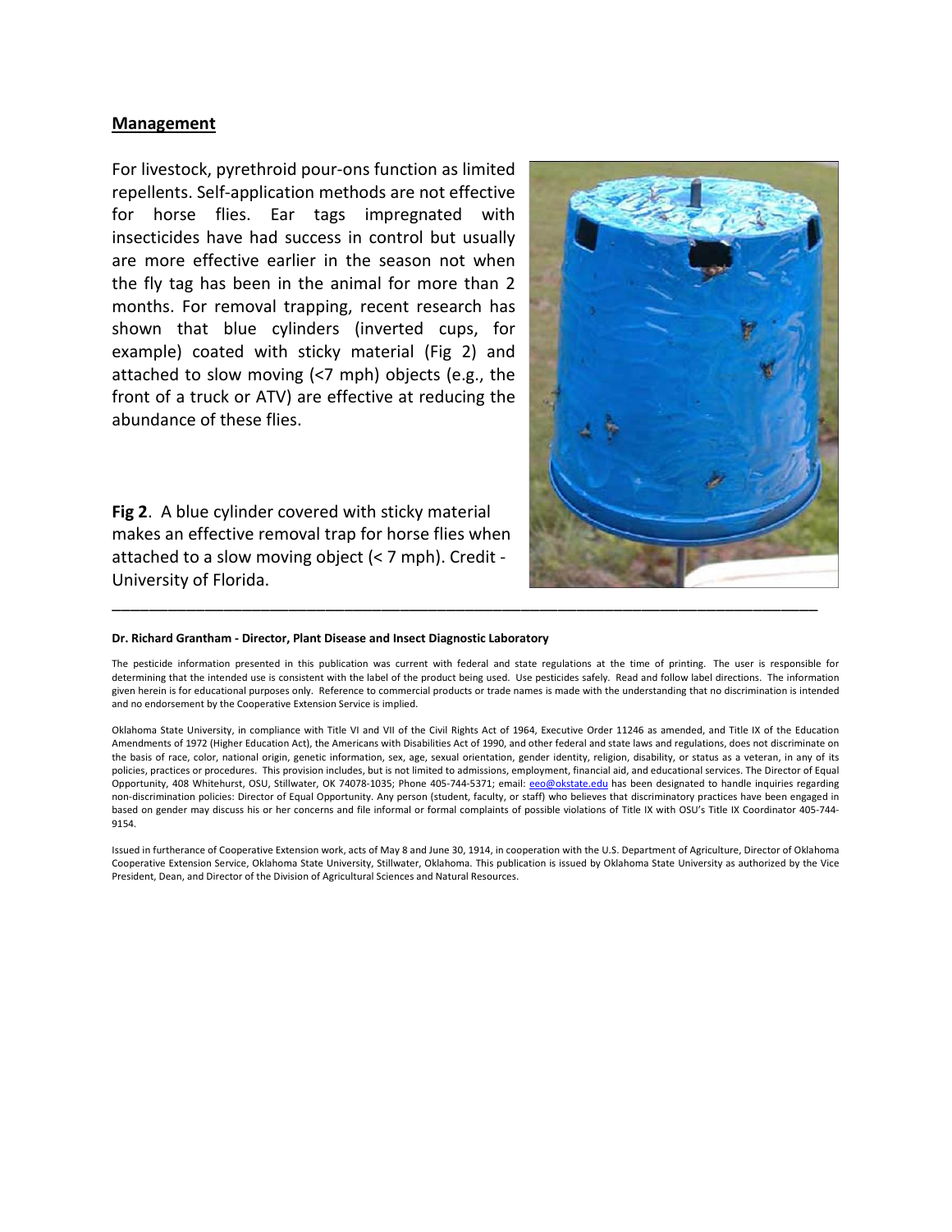## Management

For livestock, pyrethroid pour-ons function as limited repellents. Self-application methods are not effective for horse flies. Ear tags impregnated with insecticides have had success in control but usually are more effective earlier in the season not when the fly tag has been in the animal for more than 2 months. For removal trapping, recent research has shown that blue cylinders (inverted cups, for example) coated with sticky material (Fig 2) and attached to slow moving (<7 mph) objects (e.g., the front of a truck or ATV) are effective at reducing the abundance of these flies.

**Fig 2**. A blue cylinder covered with sticky material makes an effective removal trap for horse flies when attached to a slow moving object (< 7 mph). Credit - University of Florida.

---

**Dr. Richard Grantham - Director, Plant Disease and Insect Diagnostic Laboratory**

The pesticide information presented in this publication was current with federal and state regulations at the time of printing. The user is responsible for determining that the intended use is consistent with the label of the product being used. Use pesticides safely. Read and follow label directions. The information given herein is for educational purposes only. Reference to commercial products or trade names is made with the understanding that no discrimination is intended and no endorsement by the Cooperative Extension Service is implied.

Oklahoma State University, in compliance with Title VI and VII of the Civil Rights Act of 1964, Executive Order 11246 as amended, and Title IX of the Education Amendments of 1972 (Higher Education Act), the Americans with Disabilities Act of 1990, and other federal and state laws and regulations, does not discriminate on the basis of race, color, national origin, genetic information, sex, age, sexual orientation, gender identity, religion, disability, or status as a veteran, in any of its policies, practices or procedures. This provision includes, but is not limited to admissions, employment, financial aid, and educational services. The Director of Equal Opportunity, 408 Whitehurst, OSU, Stillwater, OK 74078-1035; Phone 405-744-5371; email: eeo@okstate.edu has been designated to handle inquiries regarding non-discrimination policies: Director of Equal Opportunity. Any person (student, faculty, or staff) who believes that discriminatory practices have been engaged in based on gender may discuss his or her concerns and file informal or formal complaints of possible violations of Title IX with OSU's Title IX Coordinator 405-744-9154.

Issued in furtherance of Cooperative Extension work, acts of May 8 and June 30, 1914, in cooperation with the U.S. Department of Agriculture, Director of Oklahoma Cooperative Extension Service, Oklahoma State University, Stillwater, Oklahoma. This publication is issued by Oklahoma State University as authorized by the Vice President, Dean, and Director of the Division of Agricultural Sciences and Natural Resources.